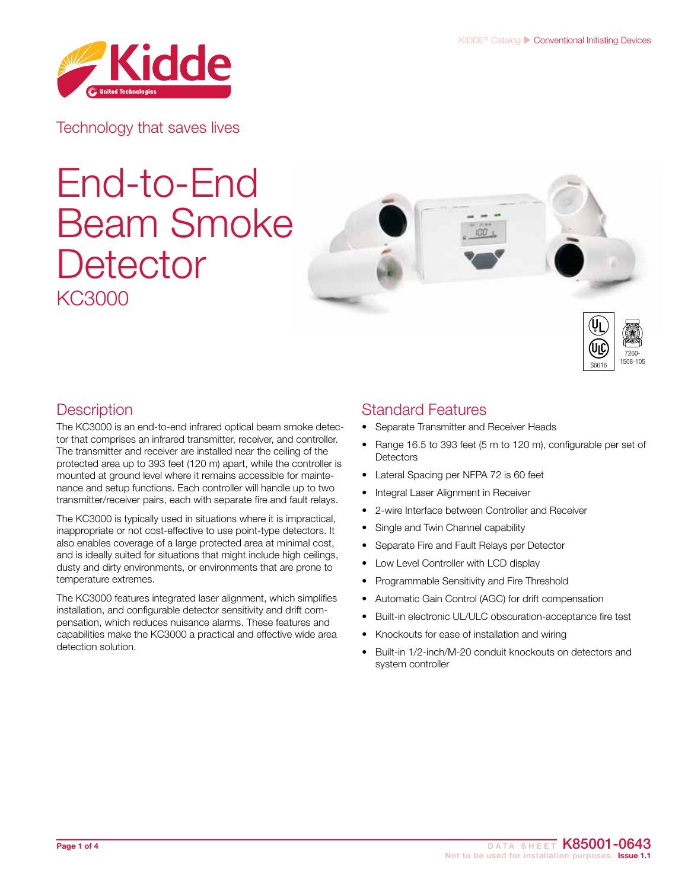Technology that saves lives

# End-to-End Beam Smoke Detector

## KC3000

S6616

7260-1508-105

## Description

The KC3000 is an end-to-end infrared optical beam smoke detector that comprises an infrared transmitter, receiver, and controller. The transmitter and receiver are installed near the ceiling of the protected area up to 393 feet (120 m) apart, while the controller is mounted at ground level where it remains accessible for maintenance and setup functions. Each controller will handle up to two transmitter/receiver pairs, each with separate fire and fault relays.

The KC3000 is typically used in situations where it is impractical, inappropriate or not cost-effective to use point-type detectors. It also enables coverage of a large protected area at minimal cost, and is ideally suited for situations that might include high ceilings, dusty and dirty environments, or environments that are prone to temperature extremes.

The KC3000 features integrated laser alignment, which simplifies installation, and configurable detector sensitivity and drift compensation, which reduces nuisance alarms. These features and capabilities make the KC3000 a practical and effective wide area detection solution.

## Standard Features

- Separate Transmitter and Receiver Heads
- Range 16.5 to 393 feet (5 m to 120 m), configurable per set of Detectors
- Lateral Spacing per NFPA 72 is 60 feet
- Integral Laser Alignment in Receiver
- 2-wire Interface between Controller and Receiver
- Single and Twin Channel capability
- Separate Fire and Fault Relays per Detector
- Low Level Controller with LCD display
- Programmable Sensitivity and Fire Threshold
- Automatic Gain Control (AGC) for drift compensation
- Built-in electronic UL/ULC obscuration-acceptance fire test
- Knockouts for ease of installation and wiring
- Built-in 1/2-inch/M-20 conduit knockouts on detectors and system controller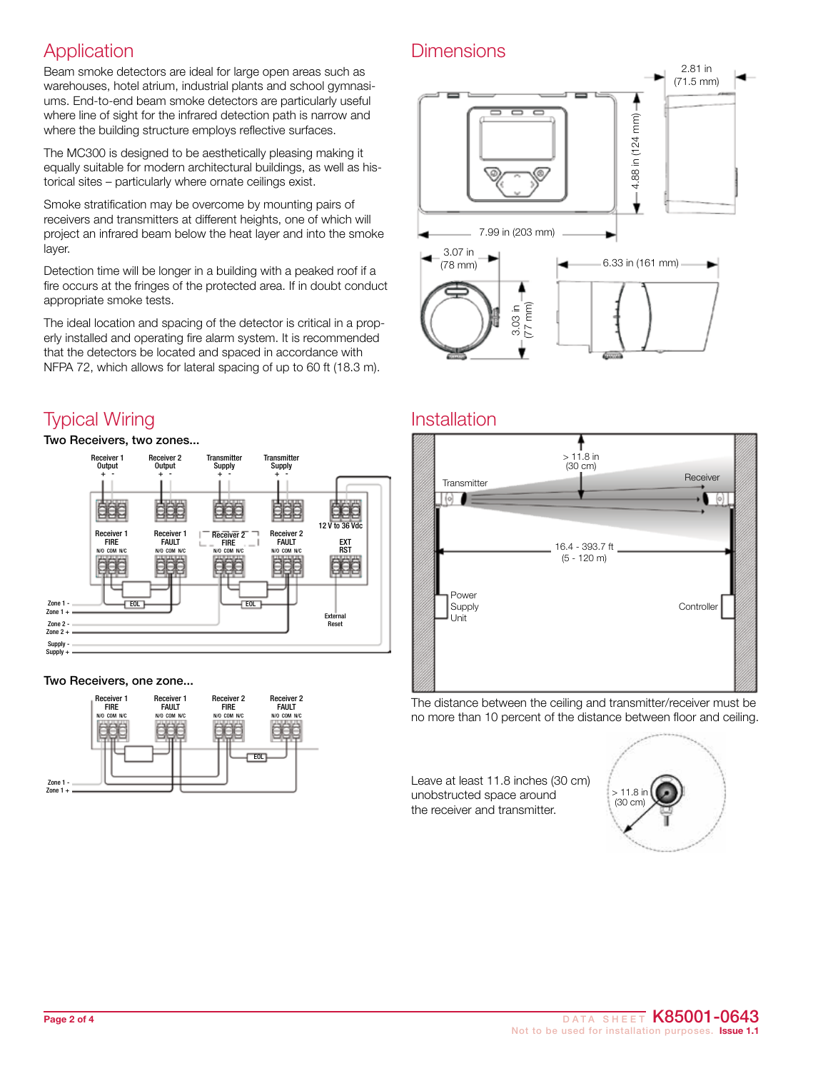## Application

Beam smoke detectors are ideal for large open areas such as warehouses, hotel atrium, industrial plants and school gymnasiums. End-to-end beam smoke detectors are particularly useful where line of sight for the infrared detection path is narrow and where the building structure employs reflective surfaces.

The MC300 is designed to be aesthetically pleasing making it equally suitable for modern architectural buildings, as well as historical sites – particularly where ornate ceilings exist.

Smoke stratification may be overcome by mounting pairs of receivers and transmitters at different heights, one of which will project an infrared beam below the heat layer and into the smoke layer.

Detection time will be longer in a building with a peaked roof if a fire occurs at the fringes of the protected area. If in doubt conduct appropriate smoke tests.

The ideal location and spacing of the detector is critical in a properly installed and operating fire alarm system. It is recommended that the detectors be located and spaced in accordance with NFPA 72, which allows for lateral spacing of up to 60 ft (18.3 m).

## Dimensions

2.81 in (71.5 mm)

4.88 in (124 mm)

7.99 in (203 mm)

3.07 in (78 mm)

3.03 in (77 mm)

6.33 in (161 mm)

## Typical Wiring

**Two Receivers, two zones...**

Receiver 1 Output + -; Receiver 2 Output + -; Transmitter Supply + -; Transmitter Supply + -

Receiver 1 FIRE N/O COM N/C; Receiver 1 FAULT N/O COM N/C; Receiver 2 FIRE N/O COM N/C; Receiver 2 FAULT N/O COM N/C; 12 V to 36 Vdc; EXT RST

EOL; EOL; External Reset

Zone 1 -; Zone 1 +; Zone 2 -; Zone 2 +; Supply -; Supply +

**Two Receivers, one zone...**

Receiver 1 FIRE N/O COM N/C; Receiver 1 FAULT N/O COM N/C; Receiver 2 FIRE N/O COM N/C; Receiver 2 FAULT N/O COM N/C

EOL

Zone 1 -; Zone 1 +

## Installation

> 11.8 in (30 cm)

Transmitter; Receiver

16.4 - 393.7 ft (5 - 120 m)

Power Supply Unit; Controller

The distance between the ceiling and transmitter/receiver must be no more than 10 percent of the distance between floor and ceiling.

Leave at least 11.8 inches (30 cm) unobstructed space around the receiver and transmitter.

> 11.8 in (30 cm)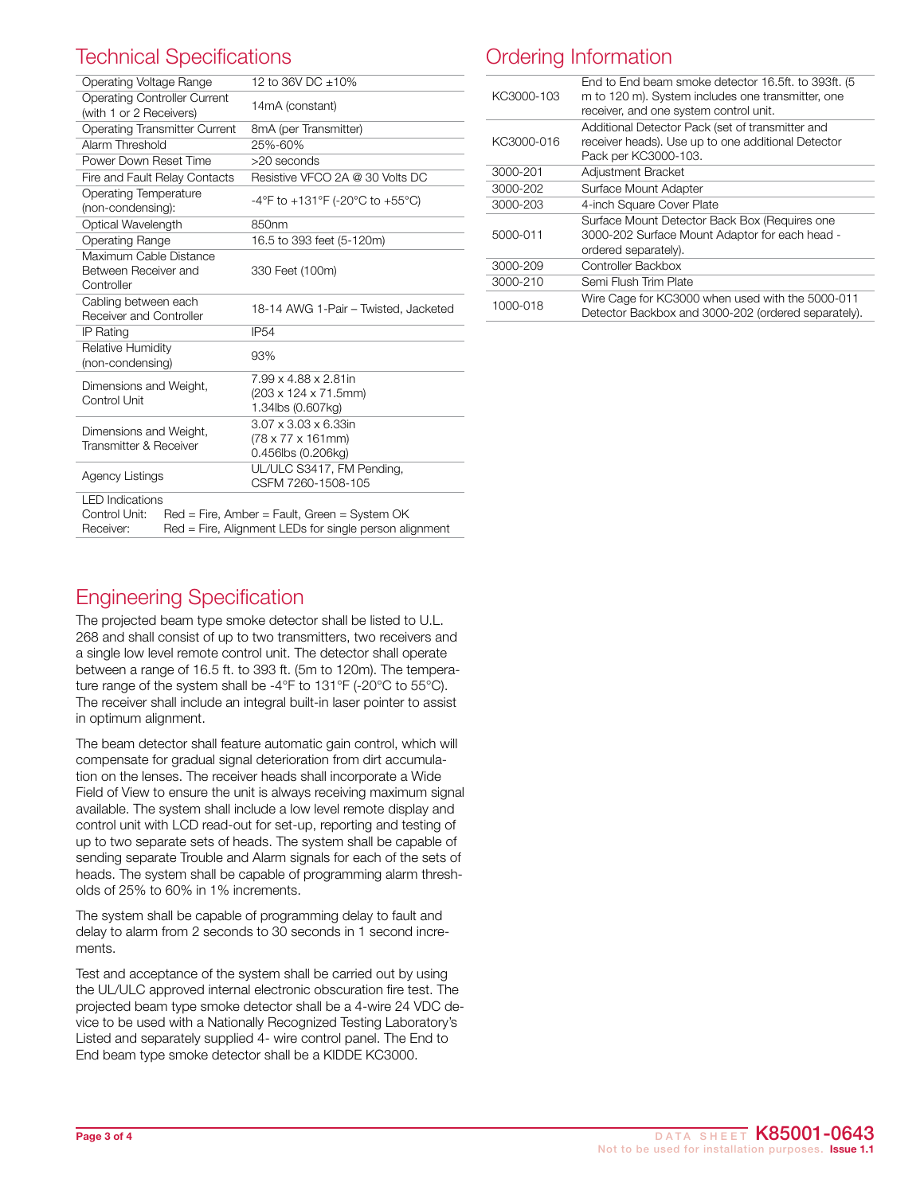## Technical Specifications

| | |
|---|---|
| Operating Voltage Range | 12 to 36V DC ±10% |
| Operating Controller Current (with 1 or 2 Receivers) | 14mA (constant) |
| Operating Transmitter Current | 8mA (per Transmitter) |
| Alarm Threshold | 25%-60% |
| Power Down Reset Time | >20 seconds |
| Fire and Fault Relay Contacts | Resistive VFCO 2A @ 30 Volts DC |
| Operating Temperature (non-condensing): | -4°F to +131°F (-20°C to +55°C) |
| Optical Wavelength | 850nm |
| Operating Range | 16.5 to 393 feet (5-120m) |
| Maximum Cable Distance Between Receiver and Controller | 330 Feet (100m) |
| Cabling between each Receiver and Controller | 18-14 AWG 1-Pair – Twisted, Jacketed |
| IP Rating | IP54 |
| Relative Humidity (non-condensing) | 93% |
| Dimensions and Weight, Control Unit | 7.99 x 4.88 x 2.81in (203 x 124 x 71.5mm) 1.34lbs (0.607kg) |
| Dimensions and Weight, Transmitter & Receiver | 3.07 x 3.03 x 6.33in (78 x 77 x 161mm) 0.456lbs (0.206kg) |
| Agency Listings | UL/ULC S3417, FM Pending, CSFM 7260-1508-105 |

LED Indications
Control Unit: Red = Fire, Amber = Fault, Green = System OK
Receiver: Red = Fire, Alignment LEDs for single person alignment

## Ordering Information

| | |
|---|---|
| KC3000-103 | End to End beam smoke detector 16.5ft. to 393ft. (5 m to 120 m). System includes one transmitter, one receiver, and one system control unit. |
| KC3000-016 | Additional Detector Pack (set of transmitter and receiver heads). Use up to one additional Detector Pack per KC3000-103. |
| 3000-201 | Adjustment Bracket |
| 3000-202 | Surface Mount Adapter |
| 3000-203 | 4-inch Square Cover Plate |
| 5000-011 | Surface Mount Detector Back Box (Requires one 3000-202 Surface Mount Adaptor for each head - ordered separately). |
| 3000-209 | Controller Backbox |
| 3000-210 | Semi Flush Trim Plate |
| 1000-018 | Wire Cage for KC3000 when used with the 5000-011 Detector Backbox and 3000-202 (ordered separately). |

## Engineering Specification

The projected beam type smoke detector shall be listed to U.L. 268 and shall consist of up to two transmitters, two receivers and a single low level remote control unit. The detector shall operate between a range of 16.5 ft. to 393 ft. (5m to 120m). The temperature range of the system shall be -4°F to 131°F (-20°C to 55°C). The receiver shall include an integral built-in laser pointer to assist in optimum alignment.

The beam detector shall feature automatic gain control, which will compensate for gradual signal deterioration from dirt accumulation on the lenses. The receiver heads shall incorporate a Wide Field of View to ensure the unit is always receiving maximum signal available. The system shall include a low level remote display and control unit with LCD read-out for set-up, reporting and testing of up to two separate sets of heads. The system shall be capable of sending separate Trouble and Alarm signals for each of the sets of heads. The system shall be capable of programming alarm thresholds of 25% to 60% in 1% increments.

The system shall be capable of programming delay to fault and delay to alarm from 2 seconds to 30 seconds in 1 second increments.

Test and acceptance of the system shall be carried out by using the UL/ULC approved internal electronic obscuration fire test. The projected beam type smoke detector shall be a 4-wire 24 VDC device to be used with a Nationally Recognized Testing Laboratory's Listed and separately supplied 4- wire control panel. The End to End beam type smoke detector shall be a KIDDE KC3000.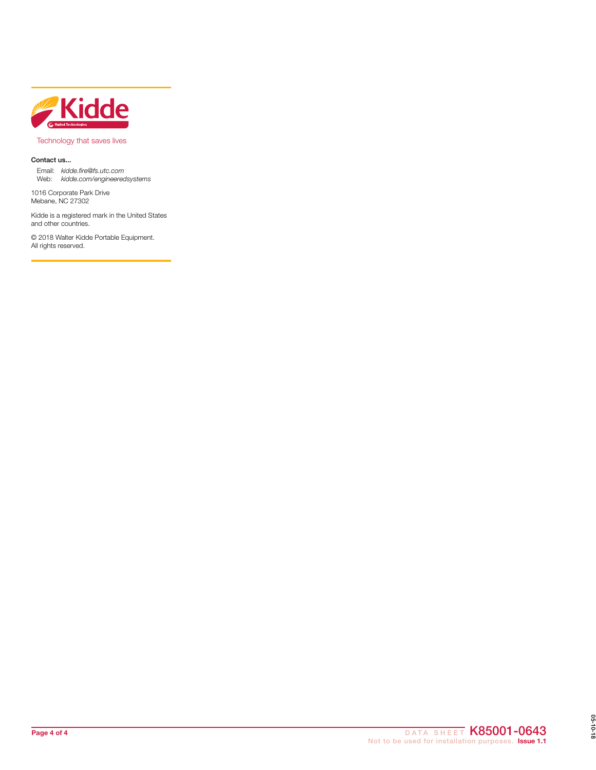Technology that saves lives

**Contact us...**

Email: *kidde.fire@fs.utc.com*
Web: *kidde.com/engineeredsystems*

1016 Corporate Park Drive
Mebane, NC 27302

Kidde is a registered mark in the United States and other countries.

© 2018 Walter Kidde Portable Equipment.
All rights reserved.